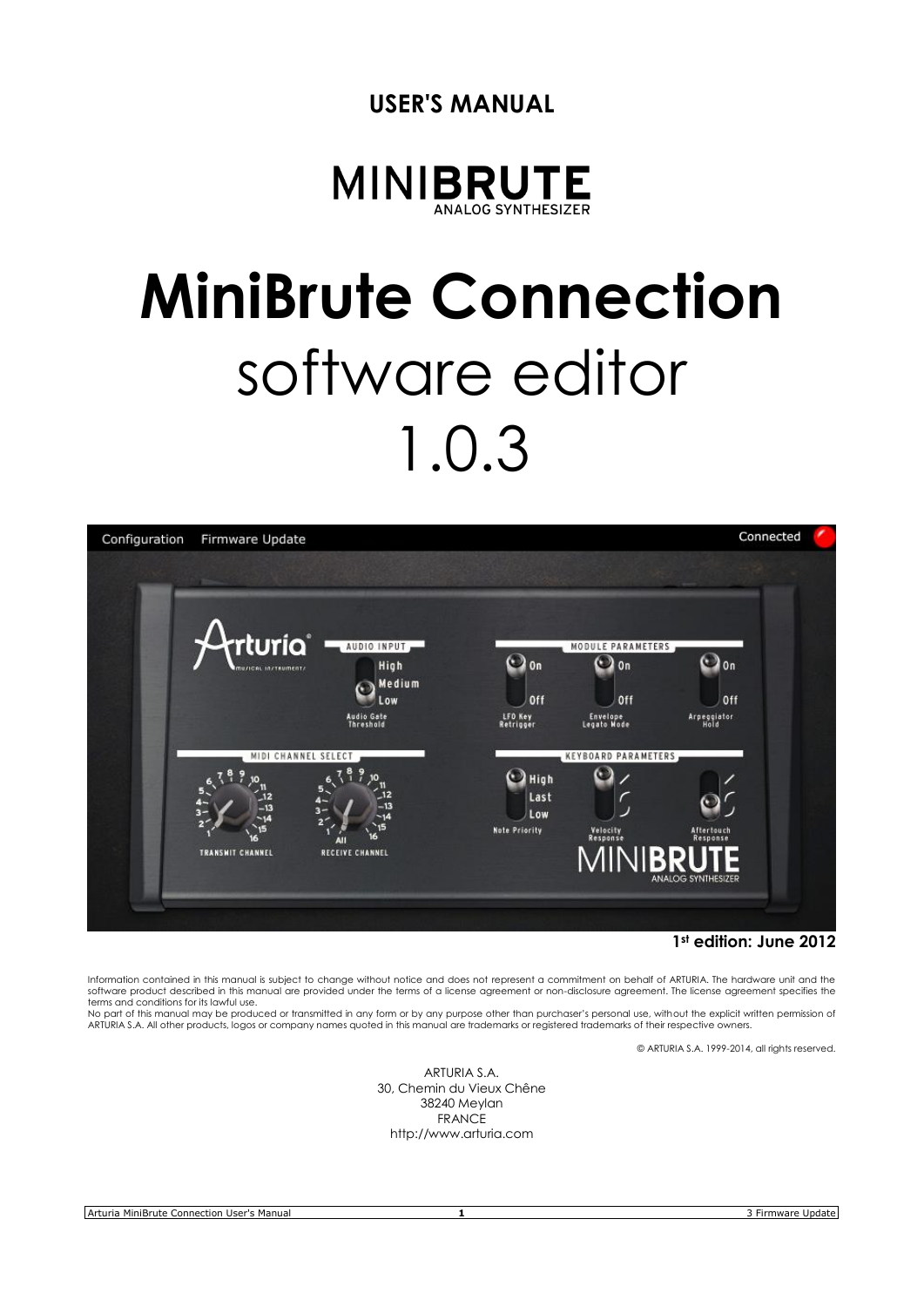**USER'S MANUAL**

MINIBRUTE
ANALOG SYNTHESIZER

# MiniBrute Connection
software editor
1.0.3

**1st edition: June 2012**

Information contained in this manual is subject to change without notice and does not represent a commitment on behalf of ARTURIA. The hardware unit and the software product described in this manual are provided under the terms of a license agreement or non-disclosure agreement. The license agreement specifies the terms and conditions for its lawful use.
No part of this manual may be produced or transmitted in any form or by any purpose other than purchaser's personal use, without the explicit written permission of ARTURIA S.A. All other products, logos or company names quoted in this manual are trademarks or registered trademarks of their respective owners.

© ARTURIA S.A. 1999-2014, all rights reserved.

ARTURIA S.A.
30, Chemin du Vieux Chêne
38240 Meylan
FRANCE
http://www.arturia.com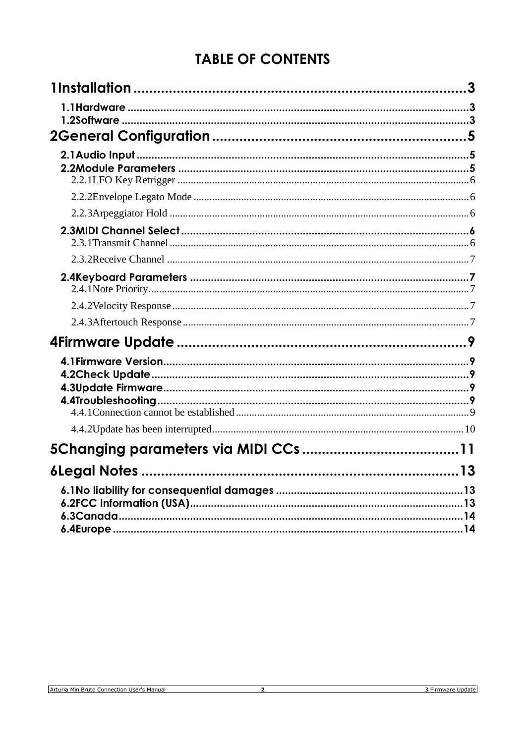# TABLE OF CONTENTS

**1 Installation .......... 3**

- **1.1 Hardware .......... 3**
- **1.2 Software .......... 3**

**2 General Configuration .......... 5**

- **2.1 Audio Input .......... 5**
- **2.2 Module Parameters .......... 5**
  - 2.2.1 LFO Key Retrigger .......... 6
  - 2.2.2 Envelope Legato Mode .......... 6
  - 2.2.3 Arpeggiator Hold .......... 6
- **2.3 MIDI Channel Select .......... 6**
  - 2.3.1 Transmit Channel .......... 6
  - 2.3.2 Receive Channel .......... 7
- **2.4 Keyboard Parameters .......... 7**
  - 2.4.1 Note Priority .......... 7
  - 2.4.2 Velocity Response .......... 7
  - 2.4.3 Aftertouch Response .......... 7

**4 Firmware Update .......... 9**

- **4.1 Firmware Version .......... 9**
- **4.2 Check Update .......... 9**
- **4.3 Update Firmware .......... 9**
- **4.4 Troubleshooting .......... 9**
  - 4.4.1 Connection cannot be established .......... 9
  - 4.4.2 Update has been interrupted .......... 10

**5 Changing parameters via MIDI CCs .......... 11**

**6 Legal Notes .......... 13**

- **6.1 No liability for consequential damages .......... 13**
- **6.2 FCC Information (USA) .......... 13**
- **6.3 Canada .......... 14**
- **6.4 Europe .......... 14**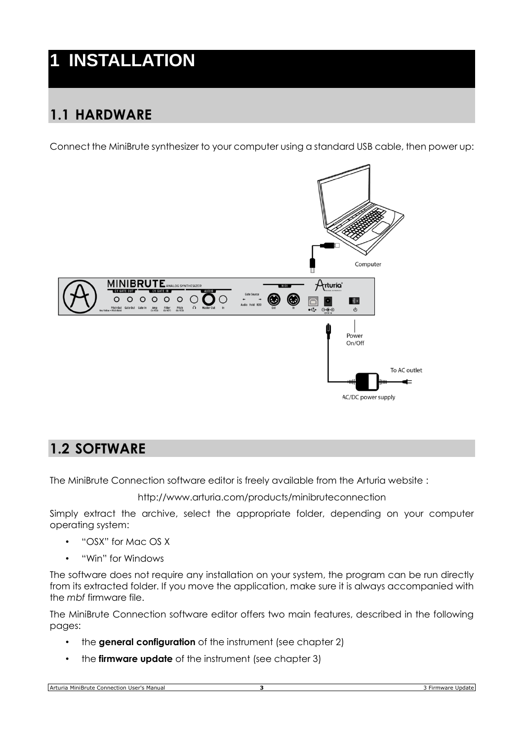# 1 INSTALLATION

## 1.1 HARDWARE

Connect the MiniBrute synthesizer to your computer using a standard USB cable, then power up:

## 1.2 SOFTWARE

The MiniBrute Connection software editor is freely available from the Arturia website :

http://www.arturia.com/products/minibruteconnection

Simply extract the archive, select the appropriate folder, depending on your computer operating system:

- "OSX" for Mac OS X
- "Win" for Windows

The software does not require any installation on your system, the program can be run directly from its extracted folder. If you move the application, make sure it is always accompanied with the *mbf* firmware file.

The MiniBrute Connection software editor offers two main features, described in the following pages:

- the **general configuration** of the instrument (see chapter 2)
- the **firmware update** of the instrument (see chapter 3)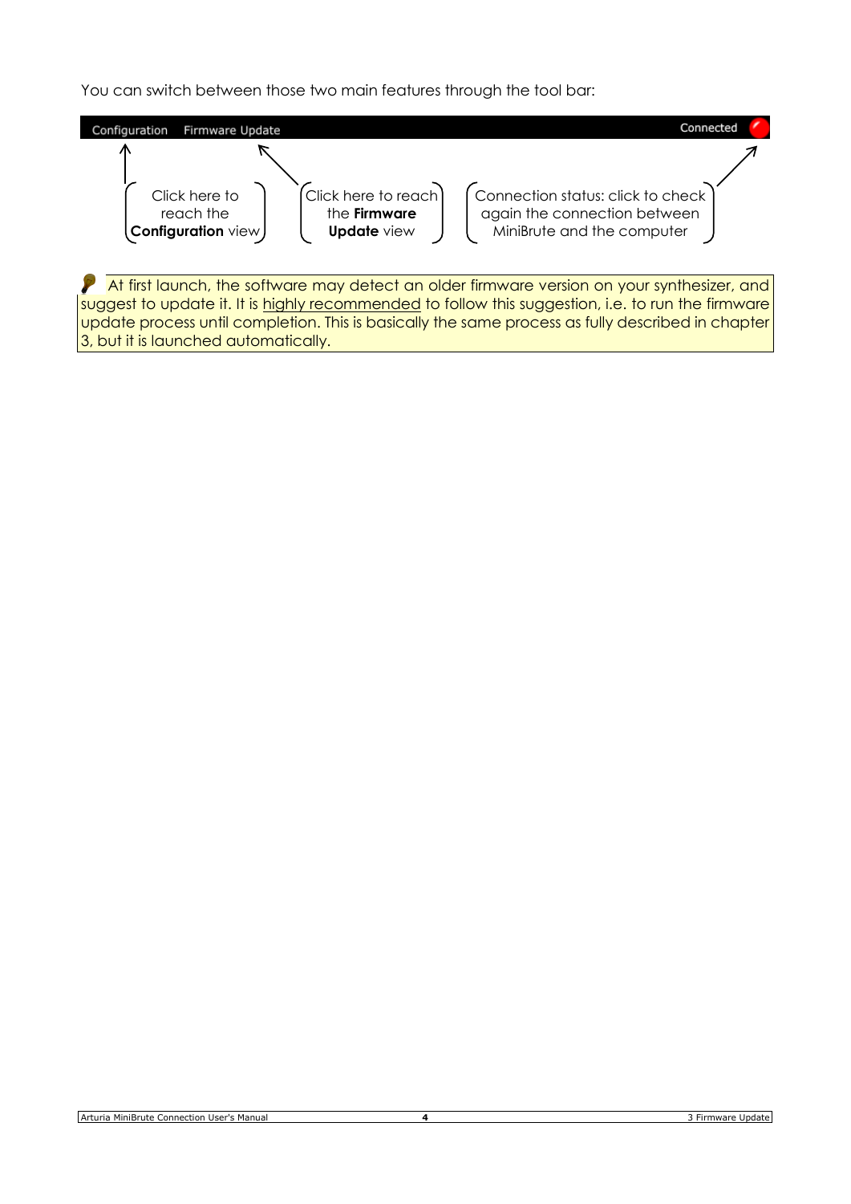You can switch between those two main features through the tool bar:

Configuration Firmware Update Connected

Click here to reach the **Configuration** view

Click here to reach the **Firmware Update** view

Connection status: click to check again the connection between MiniBrute and the computer

At first launch, the software may detect an older firmware version on your synthesizer, and suggest to update it. It is highly recommended to follow this suggestion, i.e. to run the firmware update process until completion. This is basically the same process as fully described in chapter 3, but it is launched automatically.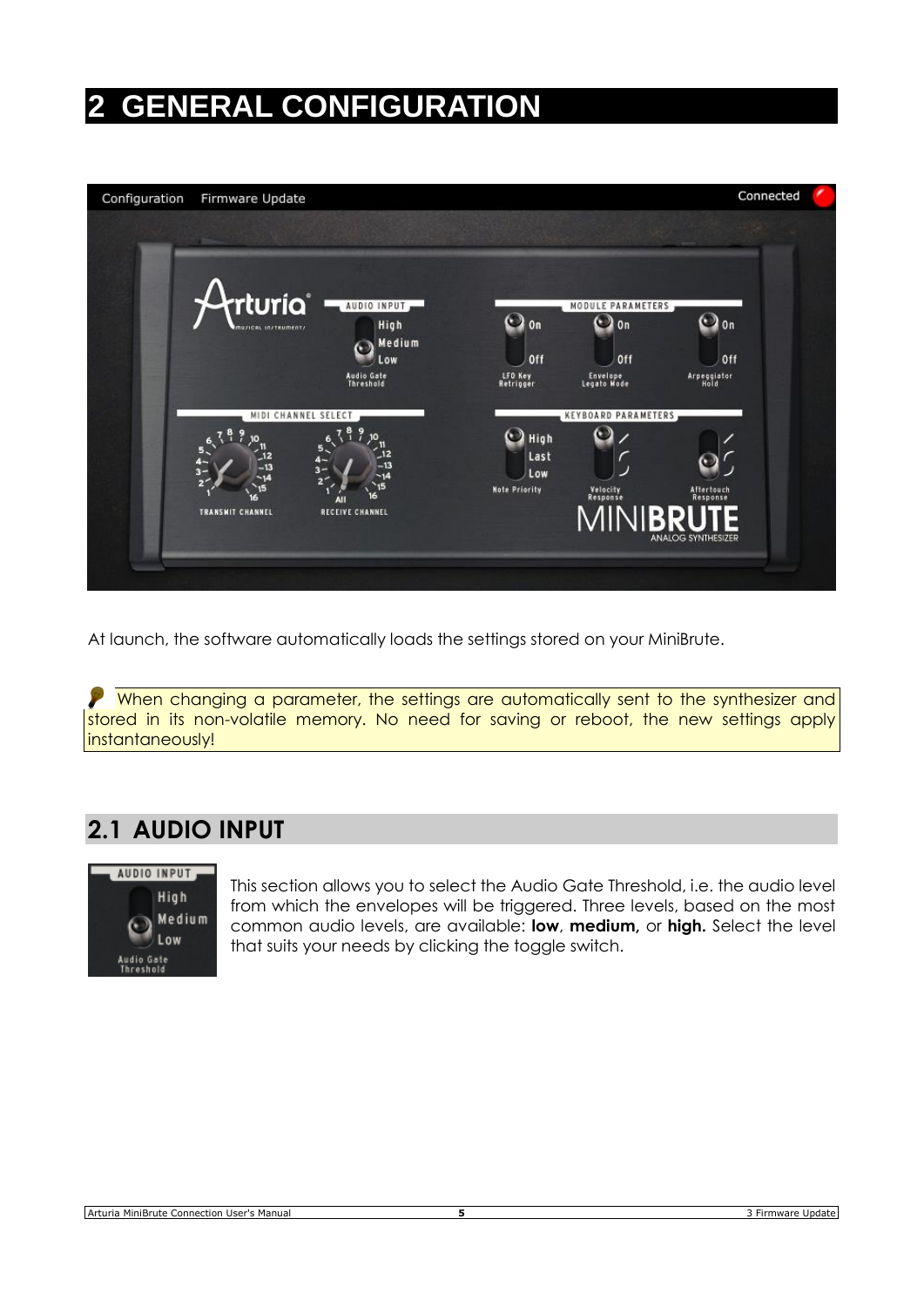# 2 GENERAL CONFIGURATION

At launch, the software automatically loads the settings stored on your MiniBrute.

When changing a parameter, the settings are automatically sent to the synthesizer and stored in its non-volatile memory. No need for saving or reboot, the new settings apply instantaneously!

## 2.1 AUDIO INPUT

This section allows you to select the Audio Gate Threshold, i.e. the audio level from which the envelopes will be triggered. Three levels, based on the most common audio levels, are available: **low**, **medium,** or **high.** Select the level that suits your needs by clicking the toggle switch.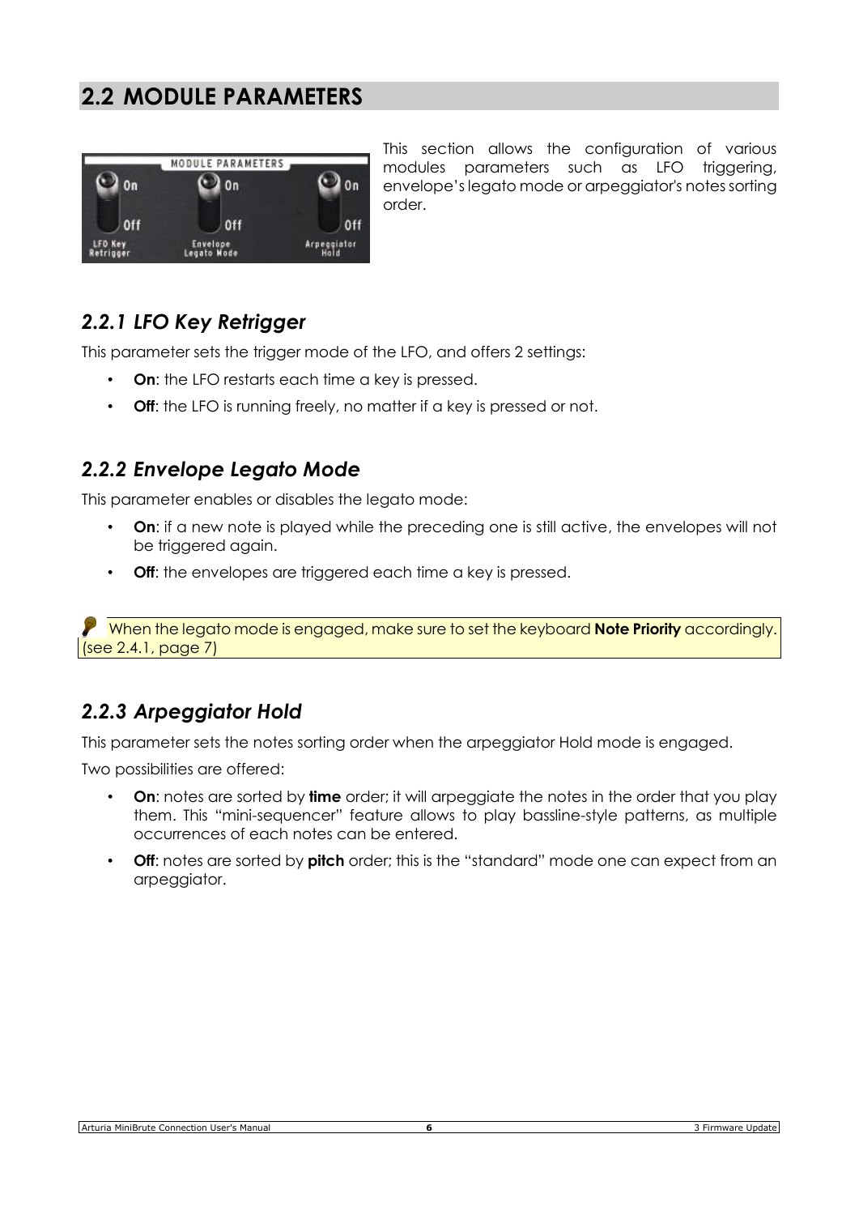## 2.2 MODULE PARAMETERS

This section allows the configuration of various modules parameters such as LFO triggering, envelope's legato mode or arpeggiator's notes sorting order.

### *2.2.1 LFO Key Retrigger*

This parameter sets the trigger mode of the LFO, and offers 2 settings:

- **On**: the LFO restarts each time a key is pressed.
- **Off**: the LFO is running freely, no matter if a key is pressed or not.

### *2.2.2 Envelope Legato Mode*

This parameter enables or disables the legato mode:

- **On**: if a new note is played while the preceding one is still active, the envelopes will not be triggered again.
- **Off**: the envelopes are triggered each time a key is pressed.

When the legato mode is engaged, make sure to set the keyboard **Note Priority** accordingly. (see 2.4.1, page 7)

### *2.2.3 Arpeggiator Hold*

This parameter sets the notes sorting order when the arpeggiator Hold mode is engaged.

Two possibilities are offered:

- **On**: notes are sorted by **time** order; it will arpeggiate the notes in the order that you play them. This "mini-sequencer" feature allows to play bassline-style patterns, as multiple occurrences of each notes can be entered.
- **Off**: notes are sorted by **pitch** order; this is the "standard" mode one can expect from an arpeggiator.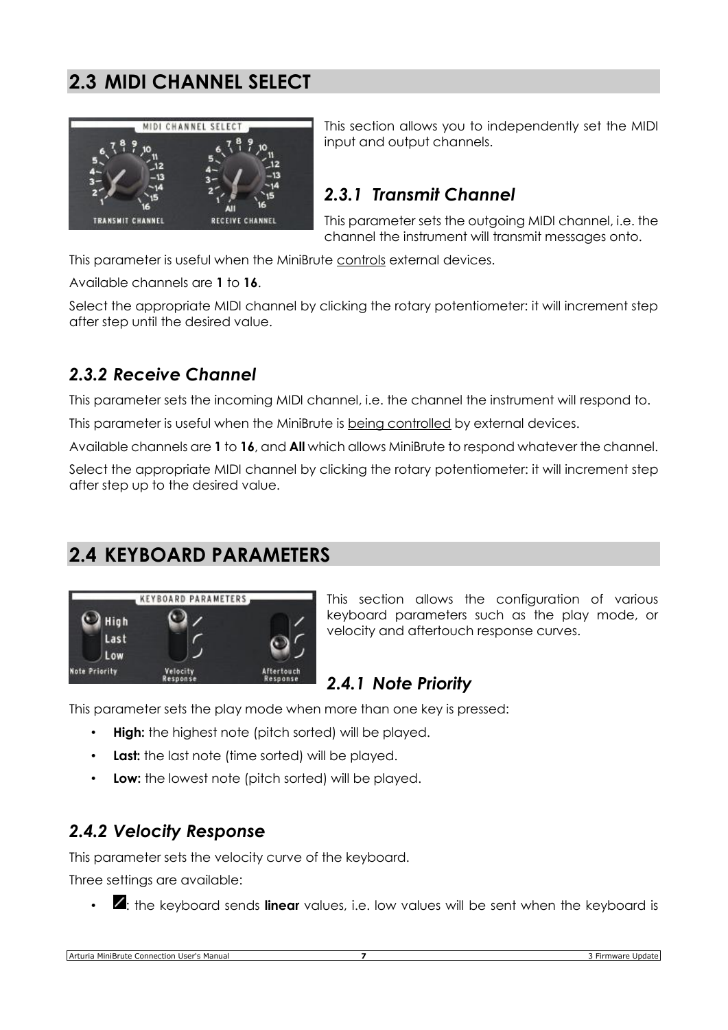## 2.3 MIDI CHANNEL SELECT

This section allows you to independently set the MIDI input and output channels.

### 2.3.1 Transmit Channel

This parameter sets the outgoing MIDI channel, i.e. the channel the instrument will transmit messages onto.

This parameter is useful when the MiniBrute controls external devices.

Available channels are **1** to **16**.

Select the appropriate MIDI channel by clicking the rotary potentiometer: it will increment step after step until the desired value.

### 2.3.2 Receive Channel

This parameter sets the incoming MIDI channel, i.e. the channel the instrument will respond to.

This parameter is useful when the MiniBrute is being controlled by external devices.

Available channels are **1** to **16**, and **All** which allows MiniBrute to respond whatever the channel.

Select the appropriate MIDI channel by clicking the rotary potentiometer: it will increment step after step up to the desired value.

## 2.4 KEYBOARD PARAMETERS

This section allows the configuration of various keyboard parameters such as the play mode, or velocity and aftertouch response curves.

### 2.4.1 Note Priority

This parameter sets the play mode when more than one key is pressed:

- **High:** the highest note (pitch sorted) will be played.
- **Last:** the last note (time sorted) will be played.
- **Low:** the lowest note (pitch sorted) will be played.

### 2.4.2 Velocity Response

This parameter sets the velocity curve of the keyboard.

Three settings are available:

- : the keyboard sends **linear** values, i.e. low values will be sent when the keyboard is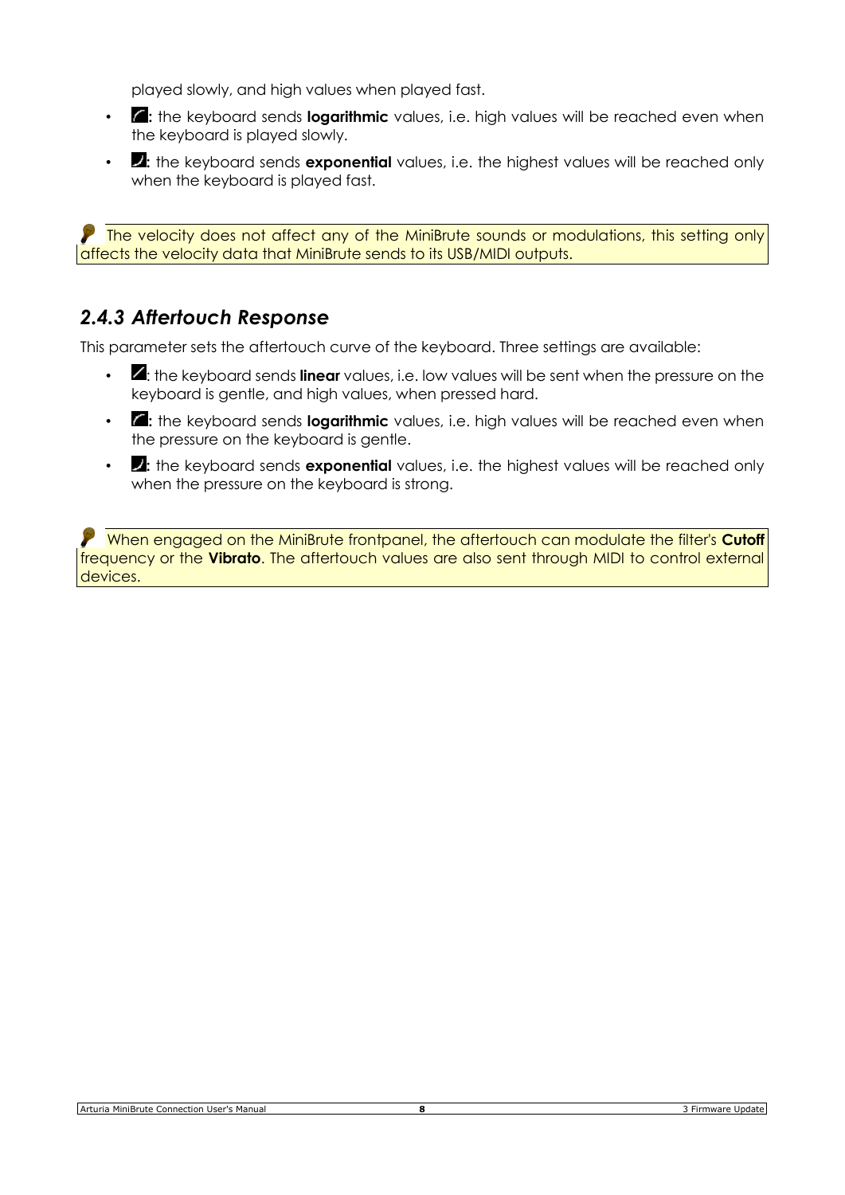played slowly, and high values when played fast.

- **:** the keyboard sends **logarithmic** values, i.e. high values will be reached even when the keyboard is played slowly.
- **:** the keyboard sends **exponential** values, i.e. the highest values will be reached only when the keyboard is played fast.

The velocity does not affect any of the MiniBrute sounds or modulations, this setting only affects the velocity data that MiniBrute sends to its USB/MIDI outputs.

### *2.4.3 Aftertouch Response*

This parameter sets the aftertouch curve of the keyboard. Three settings are available:

- : the keyboard sends **linear** values, i.e. low values will be sent when the pressure on the keyboard is gentle, and high values, when pressed hard.
- : the keyboard sends **logarithmic** values, i.e. high values will be reached even when the pressure on the keyboard is gentle.
- **:** the keyboard sends **exponential** values, i.e. the highest values will be reached only when the pressure on the keyboard is strong.

When engaged on the MiniBrute frontpanel, the aftertouch can modulate the filter's **Cutoff** frequency or the **Vibrato**. The aftertouch values are also sent through MIDI to control external devices.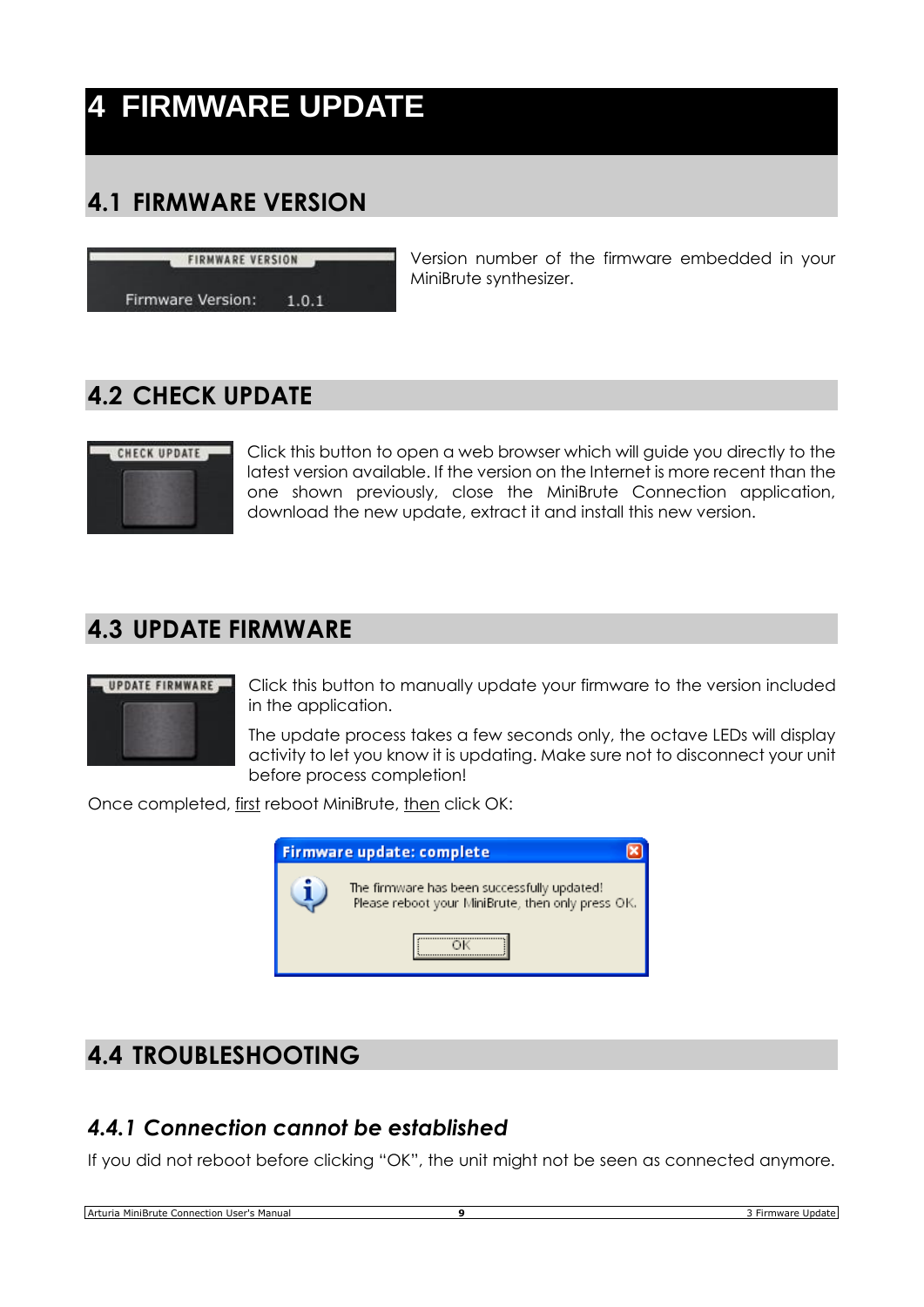# 4 FIRMWARE UPDATE

## 4.1 FIRMWARE VERSION

Version number of the firmware embedded in your MiniBrute synthesizer.

## 4.2 CHECK UPDATE

Click this button to open a web browser which will guide you directly to the latest version available. If the version on the Internet is more recent than the one shown previously, close the MiniBrute Connection application, download the new update, extract it and install this new version.

## 4.3 UPDATE FIRMWARE

Click this button to manually update your firmware to the version included in the application.

The update process takes a few seconds only, the octave LEDs will display activity to let you know it is updating. Make sure not to disconnect your unit before process completion!

Once completed, first reboot MiniBrute, then click OK:

## 4.4 TROUBLESHOOTING

### *4.4.1 Connection cannot be established*

If you did not reboot before clicking "OK", the unit might not be seen as connected anymore.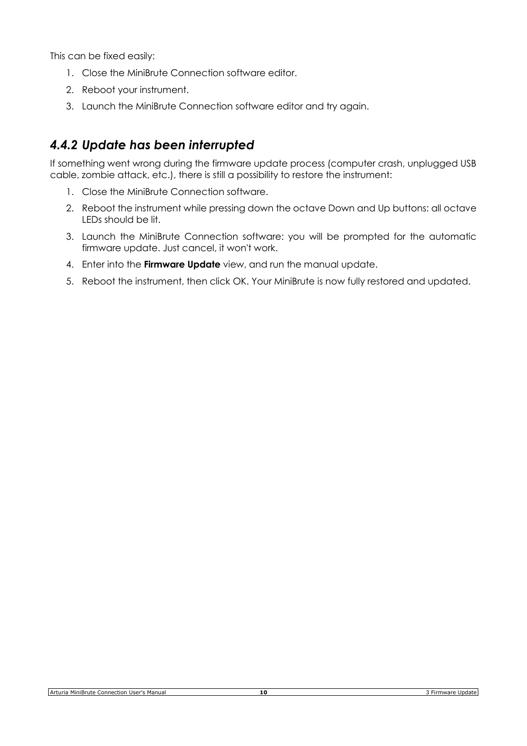This can be fixed easily:

1. Close the MiniBrute Connection software editor.
2. Reboot your instrument.
3. Launch the MiniBrute Connection software editor and try again.

### *4.4.2 Update has been interrupted*

If something went wrong during the firmware update process (computer crash, unplugged USB cable, zombie attack, etc.), there is still a possibility to restore the instrument:

1. Close the MiniBrute Connection software.
2. Reboot the instrument while pressing down the octave Down and Up buttons: all octave LEDs should be lit.
3. Launch the MiniBrute Connection software: you will be prompted for the automatic firmware update. Just cancel, it won't work.
4. Enter into the **Firmware Update** view, and run the manual update.
5. Reboot the instrument, then click OK. Your MiniBrute is now fully restored and updated.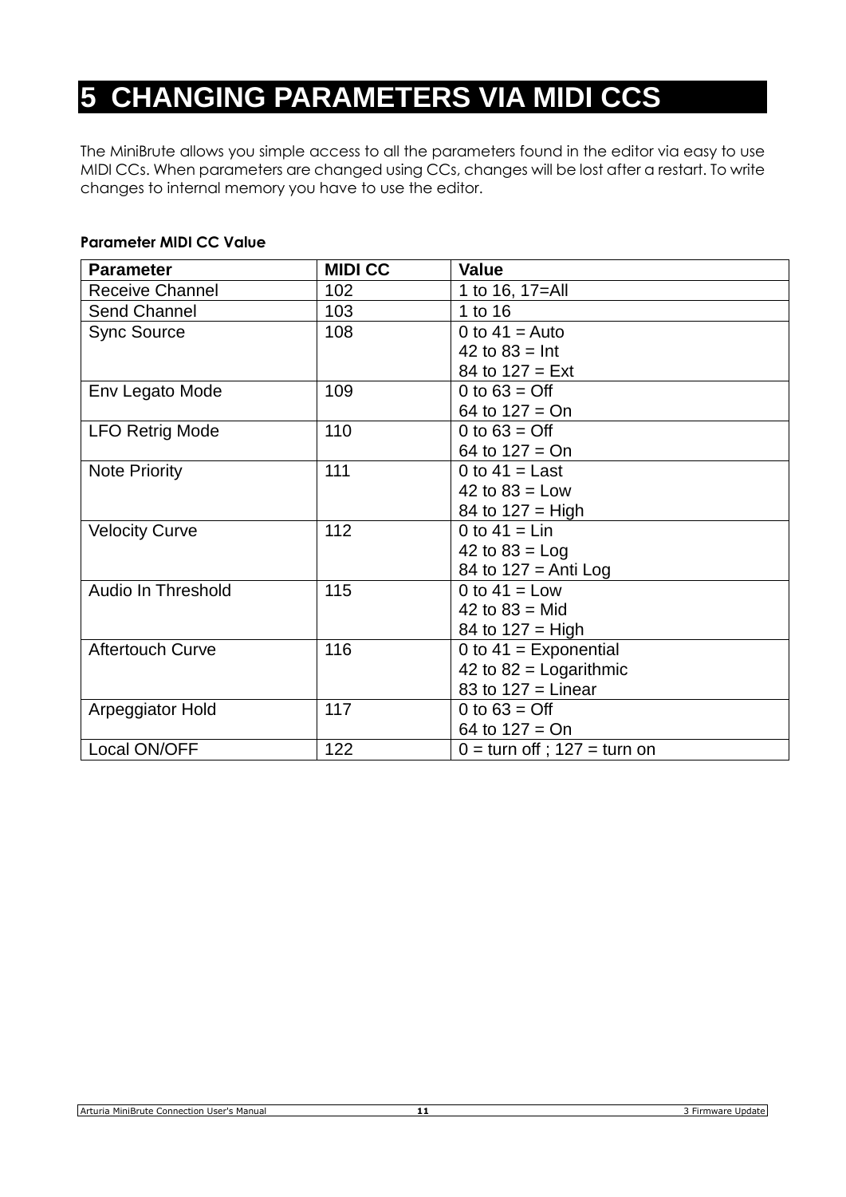# 5 CHANGING PARAMETERS VIA MIDI CCS

The MiniBrute allows you simple access to all the parameters found in the editor via easy to use MIDI CCs. When parameters are changed using CCs, changes will be lost after a restart. To write changes to internal memory you have to use the editor.

**Parameter MIDI CC Value**

| Parameter | MIDI CC | Value |
|---|---|---|
| Receive Channel | 102 | 1 to 16, 17=All |
| Send Channel | 103 | 1 to 16 |
| Sync Source | 108 | 0 to 41 = Auto<br>42 to 83 = Int<br>84 to 127 = Ext |
| Env Legato Mode | 109 | 0 to 63 = Off<br>64 to 127 = On |
| LFO Retrig Mode | 110 | 0 to 63 = Off<br>64 to 127 = On |
| Note Priority | 111 | 0 to 41 = Last<br>42 to 83 = Low<br>84 to 127 = High |
| Velocity Curve | 112 | 0 to 41 = Lin<br>42 to 83 = Log<br>84 to 127 = Anti Log |
| Audio In Threshold | 115 | 0 to 41 = Low<br>42 to 83 = Mid<br>84 to 127 = High |
| Aftertouch Curve | 116 | 0 to 41 = Exponential<br>42 to 82 = Logarithmic<br>83 to 127 = Linear |
| Arpeggiator Hold | 117 | 0 to 63 = Off<br>64 to 127 = On |
| Local ON/OFF | 122 | 0 = turn off ; 127 = turn on |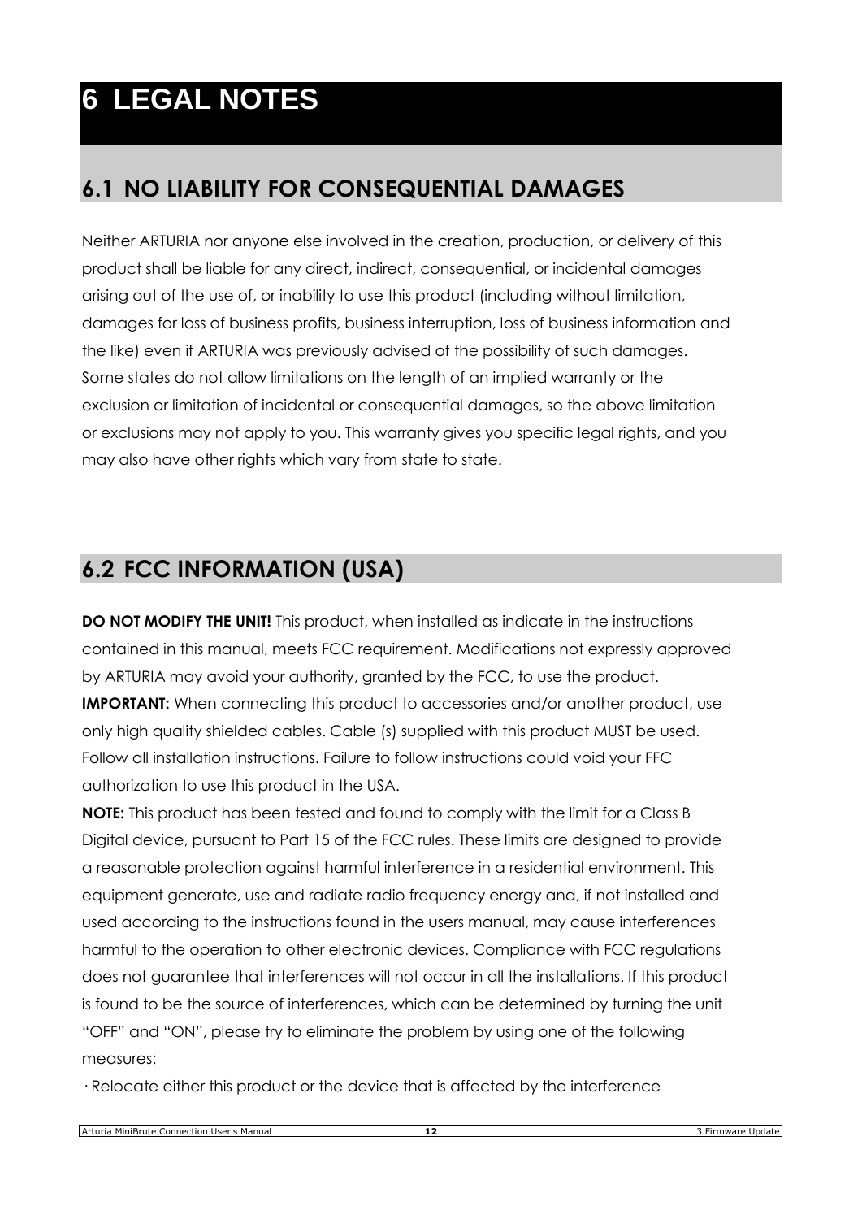# 6 LEGAL NOTES

## 6.1 NO LIABILITY FOR CONSEQUENTIAL DAMAGES

Neither ARTURIA nor anyone else involved in the creation, production, or delivery of this product shall be liable for any direct, indirect, consequential, or incidental damages arising out of the use of, or inability to use this product (including without limitation, damages for loss of business profits, business interruption, loss of business information and the like) even if ARTURIA was previously advised of the possibility of such damages. Some states do not allow limitations on the length of an implied warranty or the exclusion or limitation of incidental or consequential damages, so the above limitation or exclusions may not apply to you. This warranty gives you specific legal rights, and you may also have other rights which vary from state to state.

## 6.2 FCC INFORMATION (USA)

**DO NOT MODIFY THE UNIT!** This product, when installed as indicate in the instructions contained in this manual, meets FCC requirement. Modifications not expressly approved by ARTURIA may avoid your authority, granted by the FCC, to use the product.
**IMPORTANT:** When connecting this product to accessories and/or another product, use only high quality shielded cables. Cable (s) supplied with this product MUST be used. Follow all installation instructions. Failure to follow instructions could void your FFC authorization to use this product in the USA.
**NOTE:** This product has been tested and found to comply with the limit for a Class B Digital device, pursuant to Part 15 of the FCC rules. These limits are designed to provide a reasonable protection against harmful interference in a residential environment. This equipment generate, use and radiate radio frequency energy and, if not installed and used according to the instructions found in the users manual, may cause interferences harmful to the operation to other electronic devices. Compliance with FCC regulations does not guarantee that interferences will not occur in all the installations. If this product is found to be the source of interferences, which can be determined by turning the unit "OFF" and "ON", please try to eliminate the problem by using one of the following measures:

· Relocate either this product or the device that is affected by the interference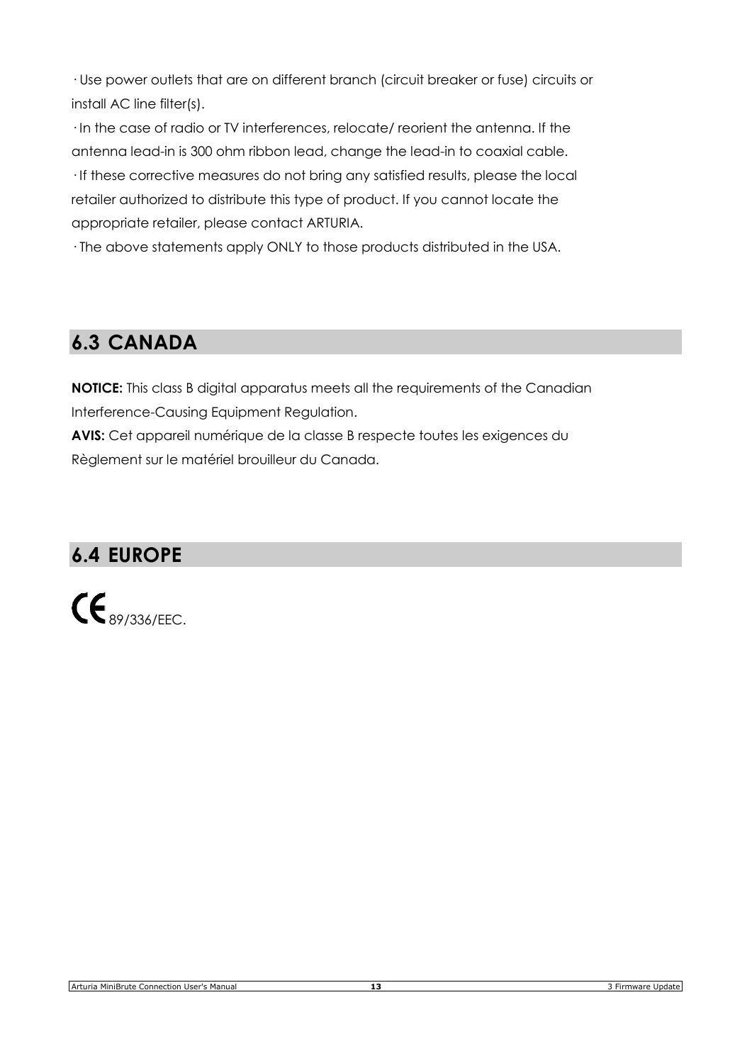· Use power outlets that are on different branch (circuit breaker or fuse) circuits or install AC line filter(s).

· In the case of radio or TV interferences, relocate/ reorient the antenna. If the antenna lead-in is 300 ohm ribbon lead, change the lead-in to coaxial cable.

· If these corrective measures do not bring any satisfied results, please the local retailer authorized to distribute this type of product. If you cannot locate the appropriate retailer, please contact ARTURIA.

· The above statements apply ONLY to those products distributed in the USA.

## 6.3 CANADA

**NOTICE:** This class B digital apparatus meets all the requirements of the Canadian Interference-Causing Equipment Regulation.

**AVIS:** Cet appareil numérique de la classe B respecte toutes les exigences du Règlement sur le matériel brouilleur du Canada.

## 6.4 EUROPE

CE 89/336/EEC.